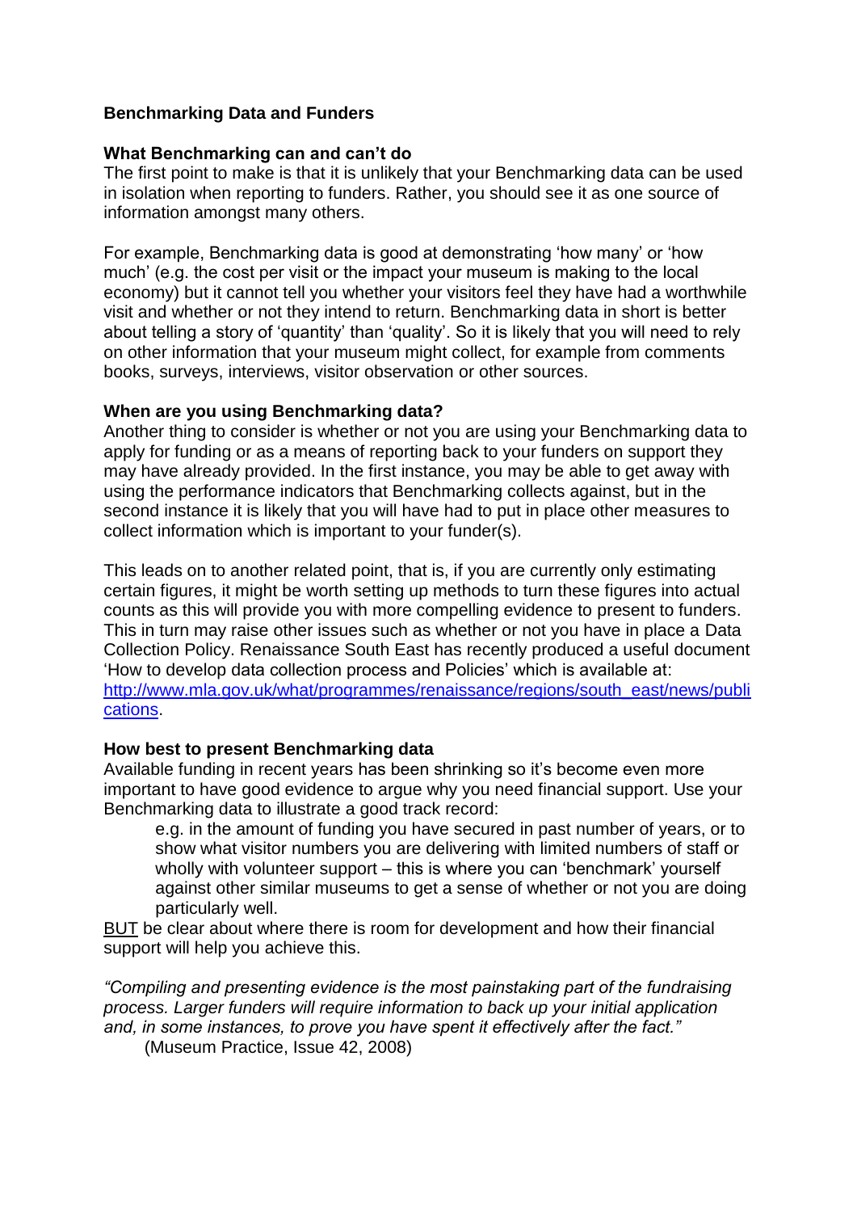**Benchmarking Data and Funders**

**What Benchmarking can and can't do**

The first point to make is that it is unlikely that your Benchmarking data can be used in isolation when reporting to funders. Rather, you should see it as one source of information amongst many others.

For example, Benchmarking data is good at demonstrating 'how many' or 'how much' (e.g. the cost per visit or the impact your museum is making to the local economy) but it cannot tell you whether your visitors feel they have had a worthwhile visit and whether or not they intend to return. Benchmarking data in short is better about telling a story of 'quantity' than 'quality'. So it is likely that you will need to rely on other information that your museum might collect, for example from comments books, surveys, interviews, visitor observation or other sources.

**When are you using Benchmarking data?**

Another thing to consider is whether or not you are using your Benchmarking data to apply for funding or as a means of reporting back to your funders on support they may have already provided. In the first instance, you may be able to get away with using the performance indicators that Benchmarking collects against, but in the second instance it is likely that you will have had to put in place other measures to collect information which is important to your funder(s).

This leads on to another related point, that is, if you are currently only estimating certain figures, it might be worth setting up methods to turn these figures into actual counts as this will provide you with more compelling evidence to present to funders. This in turn may raise other issues such as whether or not you have in place a Data Collection Policy. Renaissance South East has recently produced a useful document 'How to develop data collection process and Policies' which is available at: [http://www.mla.gov.uk/what/programmes/renaissance/regions/south_east/news/publications](http://www.mla.gov.uk/what/programmes/renaissance/regions/south_east/news/publications).

**How best to present Benchmarking data**

Available funding in recent years has been shrinking so it's become even more important to have good evidence to argue why you need financial support. Use your Benchmarking data to illustrate a good track record:

> e.g. in the amount of funding you have secured in past number of years, or to show what visitor numbers you are delivering with limited numbers of staff or wholly with volunteer support – this is where you can 'benchmark' yourself against other similar museums to get a sense of whether or not you are doing particularly well.

<u>BUT</u> be clear about where there is room for development and how their financial support will help you achieve this.

*"Compiling and presenting evidence is the most painstaking part of the fundraising process. Larger funders will require information to back up your initial application and, in some instances, to prove you have spent it effectively after the fact."*
(Museum Practice, Issue 42, 2008)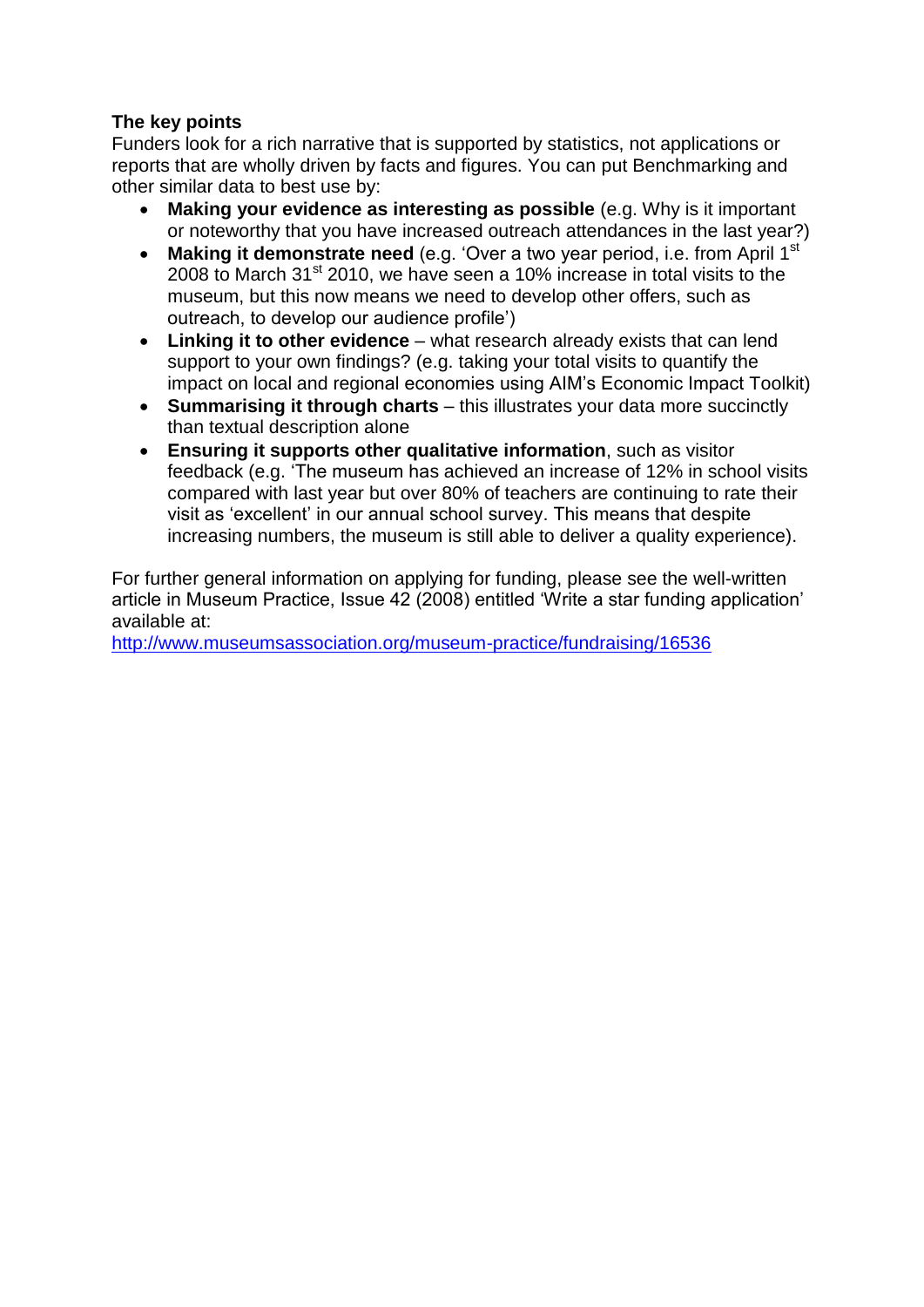**The key points**

Funders look for a rich narrative that is supported by statistics, not applications or reports that are wholly driven by facts and figures. You can put Benchmarking and other similar data to best use by:

- **Making your evidence as interesting as possible** (e.g. Why is it important or noteworthy that you have increased outreach attendances in the last year?)
- **Making it demonstrate need** (e.g. 'Over a two year period, i.e. from April 1st 2008 to March 31st 2010, we have seen a 10% increase in total visits to the museum, but this now means we need to develop other offers, such as outreach, to develop our audience profile')
- **Linking it to other evidence** – what research already exists that can lend support to your own findings? (e.g. taking your total visits to quantify the impact on local and regional economies using AIM's Economic Impact Toolkit)
- **Summarising it through charts** – this illustrates your data more succinctly than textual description alone
- **Ensuring it supports other qualitative information**, such as visitor feedback (e.g. 'The museum has achieved an increase of 12% in school visits compared with last year but over 80% of teachers are continuing to rate their visit as 'excellent' in our annual school survey. This means that despite increasing numbers, the museum is still able to deliver a quality experience).

For further general information on applying for funding, please see the well-written article in Museum Practice, Issue 42 (2008) entitled 'Write a star funding application' available at:
http://www.museumsassociation.org/museum-practice/fundraising/16536